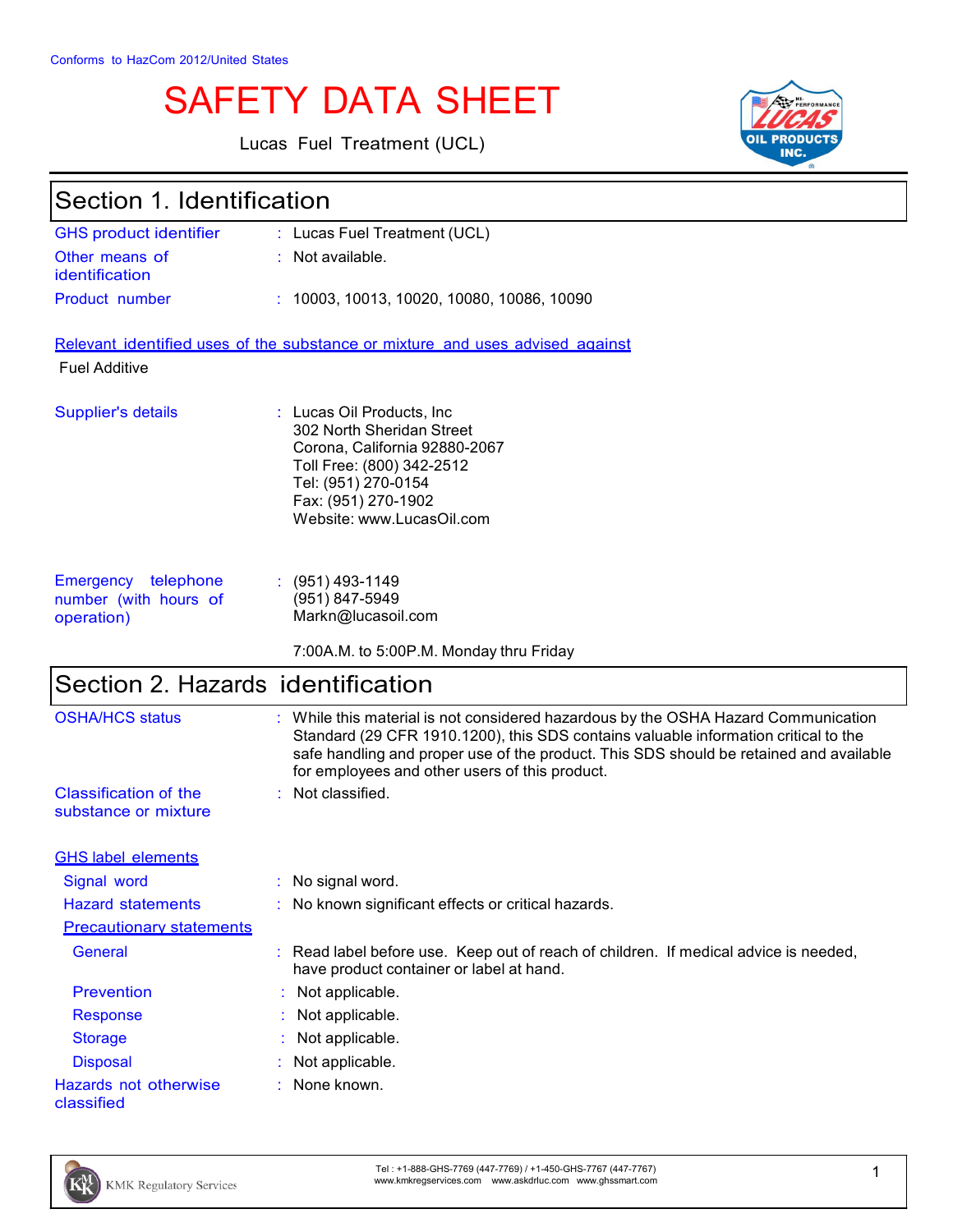Conforms to HazCom 2012/United States

# SAFETY DATA SHEET

Lucas Fuel Treatment (UCL)

## Section 1. Identification

| | |
|---|---|
| GHS product identifier | : Lucas Fuel Treatment (UCL) |
| Other means of identification | : Not available. |
| Product number | : 10003, 10013, 10020, 10080, 10086, 10090 |

**Relevant identified uses of the substance or mixture and uses advised against**

Fuel Additive

| | |
|---|---|
| Supplier's details | : Lucas Oil Products, Inc<br>302 North Sheridan Street<br>Corona, California 92880-2067<br>Toll Free: (800) 342-2512<br>Tel: (951) 270-0154<br>Fax: (951) 270-1902<br>Website: www.LucasOil.com |
| Emergency telephone number (with hours of operation) | : (951) 493-1149<br>(951) 847-5949<br>Markn@lucasoil.com<br><br>7:00A.M. to 5:00P.M. Monday thru Friday |

## Section 2. Hazards identification

| | |
|---|---|
| OSHA/HCS status | : While this material is not considered hazardous by the OSHA Hazard Communication Standard (29 CFR 1910.1200), this SDS contains valuable information critical to the safe handling and proper use of the product. This SDS should be retained and available for employees and other users of this product. |
| Classification of the substance or mixture | : Not classified. |

**GHS label elements**

| | |
|---|---|
| Signal word | : No signal word. |
| Hazard statements | : No known significant effects or critical hazards. |

**Precautionary statements**

| | |
|---|---|
| General | : Read label before use. Keep out of reach of children. If medical advice is needed, have product container or label at hand. |
| Prevention | : Not applicable. |
| Response | : Not applicable. |
| Storage | : Not applicable. |
| Disposal | : Not applicable. |
| Hazards not otherwise classified | : None known. |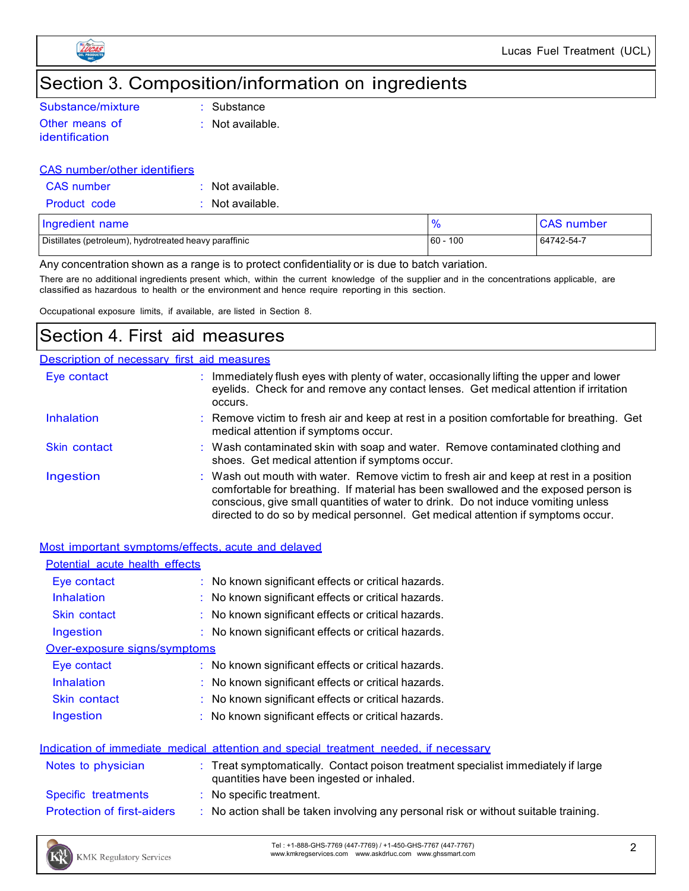## Section 3. Composition/information on ingredients

| | |
|---|---|
| Substance/mixture | : Substance |
| Other means of identification | : Not available. |

### CAS number/other identifiers

| | |
|---|---|
| CAS number | : Not available. |
| Product code | : Not available. |

| Ingredient name | % | CAS number |
|---|---|---|
| Distillates (petroleum), hydrotreated heavy paraffinic | 60 - 100 | 64742-54-7 |

Any concentration shown as a range is to protect confidentiality or is due to batch variation.

There are no additional ingredients present which, within the current knowledge of the supplier and in the concentrations applicable, are classified as hazardous to health or the environment and hence require reporting in this section.

Occupational exposure limits, if available, are listed in Section 8.

## Section 4. First aid measures

### Description of necessary first aid measures

| | |
|---|---|
| Eye contact | : Immediately flush eyes with plenty of water, occasionally lifting the upper and lower eyelids. Check for and remove any contact lenses. Get medical attention if irritation occurs. |
| Inhalation | : Remove victim to fresh air and keep at rest in a position comfortable for breathing. Get medical attention if symptoms occur. |
| Skin contact | : Wash contaminated skin with soap and water. Remove contaminated clothing and shoes. Get medical attention if symptoms occur. |
| Ingestion | : Wash out mouth with water. Remove victim to fresh air and keep at rest in a position comfortable for breathing. If material has been swallowed and the exposed person is conscious, give small quantities of water to drink. Do not induce vomiting unless directed to do so by medical personnel. Get medical attention if symptoms occur. |

### Most important symptoms/effects, acute and delayed

#### Potential acute health effects

| | |
|---|---|
| Eye contact | : No known significant effects or critical hazards. |
| Inhalation | : No known significant effects or critical hazards. |
| Skin contact | : No known significant effects or critical hazards. |
| Ingestion | : No known significant effects or critical hazards. |

#### Over-exposure signs/symptoms

| | |
|---|---|
| Eye contact | : No known significant effects or critical hazards. |
| Inhalation | : No known significant effects or critical hazards. |
| Skin contact | : No known significant effects or critical hazards. |
| Ingestion | : No known significant effects or critical hazards. |

### Indication of immediate medical attention and special treatment needed, if necessary

| | |
|---|---|
| Notes to physician | : Treat symptomatically. Contact poison treatment specialist immediately if large quantities have been ingested or inhaled. |
| Specific treatments | : No specific treatment. |
| Protection of first-aiders | : No action shall be taken involving any personal risk or without suitable training. |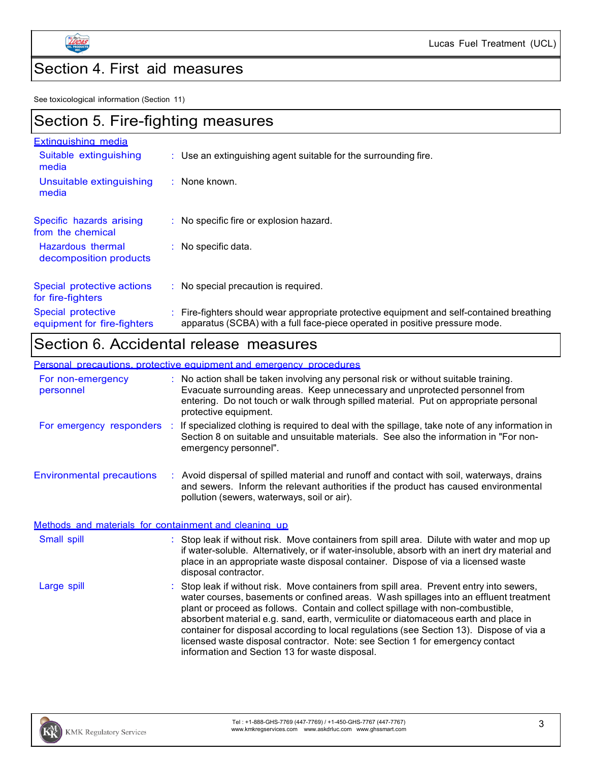## Section 4. First aid measures

See toxicological information (Section 11)

## Section 5. Fire-fighting measures

### Extinguishing media

**Suitable extinguishing media** : Use an extinguishing agent suitable for the surrounding fire.

**Unsuitable extinguishing media** : None known.

**Specific hazards arising from the chemical** : No specific fire or explosion hazard.

**Hazardous thermal decomposition products** : No specific data.

**Special protective actions for fire-fighters** : No special precaution is required.

**Special protective equipment for fire-fighters** : Fire-fighters should wear appropriate protective equipment and self-contained breathing apparatus (SCBA) with a full face-piece operated in positive pressure mode.

## Section 6. Accidental release measures

### Personal precautions, protective equipment and emergency procedures

**For non-emergency personnel** : No action shall be taken involving any personal risk or without suitable training. Evacuate surrounding areas. Keep unnecessary and unprotected personnel from entering. Do not touch or walk through spilled material. Put on appropriate personal protective equipment.

**For emergency responders** : If specialized clothing is required to deal with the spillage, take note of any information in Section 8 on suitable and unsuitable materials. See also the information in "For non-emergency personnel".

**Environmental precautions** : Avoid dispersal of spilled material and runoff and contact with soil, waterways, drains and sewers. Inform the relevant authorities if the product has caused environmental pollution (sewers, waterways, soil or air).

### Methods and materials for containment and cleaning up

**Small spill** : Stop leak if without risk. Move containers from spill area. Dilute with water and mop up if water-soluble. Alternatively, or if water-insoluble, absorb with an inert dry material and place in an appropriate waste disposal container. Dispose of via a licensed waste disposal contractor.

**Large spill** : Stop leak if without risk. Move containers from spill area. Prevent entry into sewers, water courses, basements or confined areas. Wash spillages into an effluent treatment plant or proceed as follows. Contain and collect spillage with non-combustible, absorbent material e.g. sand, earth, vermiculite or diatomaceous earth and place in container for disposal according to local regulations (see Section 13). Dispose of via a licensed waste disposal contractor. Note: see Section 1 for emergency contact information and Section 13 for waste disposal.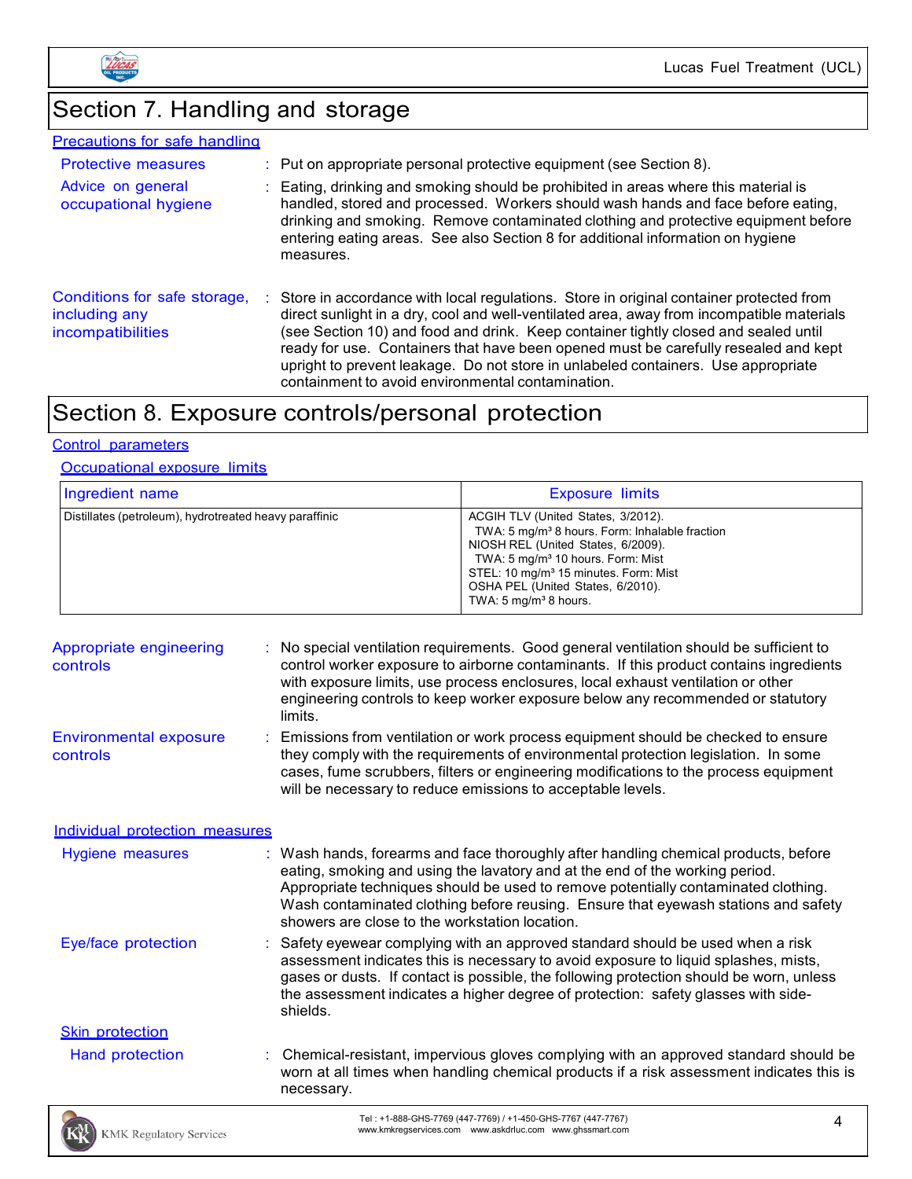# Section 7. Handling and storage

## Precautions for safe handling

**Protective measures** : Put on appropriate personal protective equipment (see Section 8).

**Advice on general occupational hygiene** : Eating, drinking and smoking should be prohibited in areas where this material is handled, stored and processed. Workers should wash hands and face before eating, drinking and smoking. Remove contaminated clothing and protective equipment before entering eating areas. See also Section 8 for additional information on hygiene measures.

**Conditions for safe storage, including any incompatibilities** : Store in accordance with local regulations. Store in original container protected from direct sunlight in a dry, cool and well-ventilated area, away from incompatible materials (see Section 10) and food and drink. Keep container tightly closed and sealed until ready for use. Containers that have been opened must be carefully resealed and kept upright to prevent leakage. Do not store in unlabeled containers. Use appropriate containment to avoid environmental contamination.

# Section 8. Exposure controls/personal protection

## Control parameters

### Occupational exposure limits

| Ingredient name | Exposure limits |
|---|---|
| Distillates (petroleum), hydrotreated heavy paraffinic | ACGIH TLV (United States, 3/2012).<br>TWA: 5 mg/m³ 8 hours. Form: Inhalable fraction<br>NIOSH REL (United States, 6/2009).<br>TWA: 5 mg/m³ 10 hours. Form: Mist<br>STEL: 10 mg/m³ 15 minutes. Form: Mist<br>OSHA PEL (United States, 6/2010).<br>TWA: 5 mg/m³ 8 hours. |

**Appropriate engineering controls** : No special ventilation requirements. Good general ventilation should be sufficient to control worker exposure to airborne contaminants. If this product contains ingredients with exposure limits, use process enclosures, local exhaust ventilation or other engineering controls to keep worker exposure below any recommended or statutory limits.

**Environmental exposure controls** : Emissions from ventilation or work process equipment should be checked to ensure they comply with the requirements of environmental protection legislation. In some cases, fume scrubbers, filters or engineering modifications to the process equipment will be necessary to reduce emissions to acceptable levels.

## Individual protection measures

**Hygiene measures** : Wash hands, forearms and face thoroughly after handling chemical products, before eating, smoking and using the lavatory and at the end of the working period. Appropriate techniques should be used to remove potentially contaminated clothing. Wash contaminated clothing before reusing. Ensure that eyewash stations and safety showers are close to the workstation location.

**Eye/face protection** : Safety eyewear complying with an approved standard should be used when a risk assessment indicates this is necessary to avoid exposure to liquid splashes, mists, gases or dusts. If contact is possible, the following protection should be worn, unless the assessment indicates a higher degree of protection: safety glasses with side-shields.

### Skin protection

**Hand protection** : Chemical-resistant, impervious gloves complying with an approved standard should be worn at all times when handling chemical products if a risk assessment indicates this is necessary.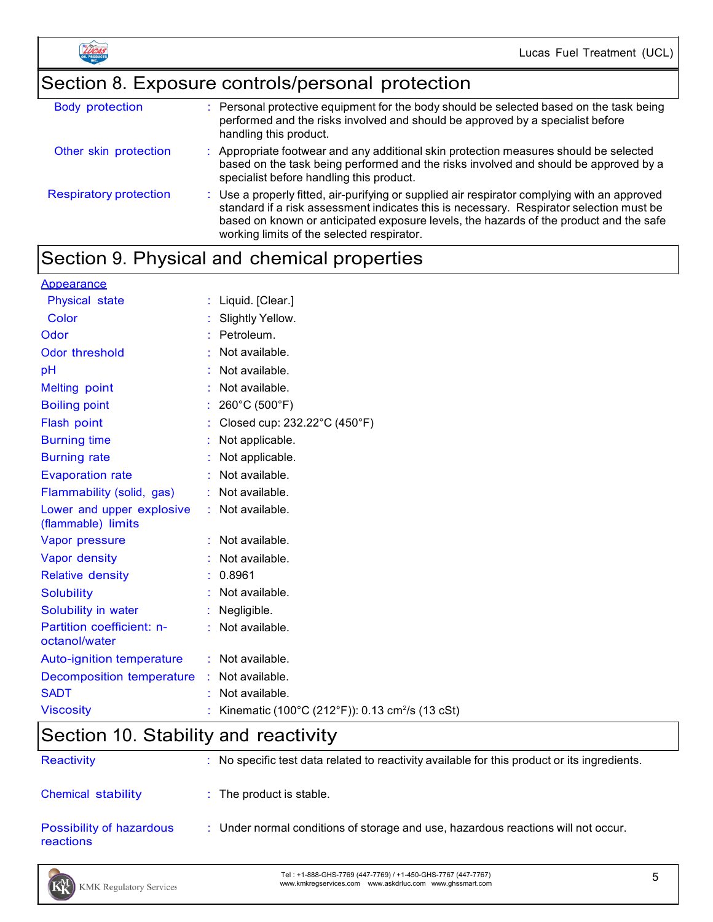## Section 8. Exposure controls/personal protection

| | |
|---|---|
| Body protection | : Personal protective equipment for the body should be selected based on the task being performed and the risks involved and should be approved by a specialist before handling this product. |
| Other skin protection | : Appropriate footwear and any additional skin protection measures should be selected based on the task being performed and the risks involved and should be approved by a specialist before handling this product. |
| Respiratory protection | : Use a properly fitted, air-purifying or supplied air respirator complying with an approved standard if a risk assessment indicates this is necessary. Respirator selection must be based on known or anticipated exposure levels, the hazards of the product and the safe working limits of the selected respirator. |

## Section 9. Physical and chemical properties

| | |
|---|---|
| **Appearance** | |
| Physical state | : Liquid. [Clear.] |
| Color | : Slightly Yellow. |
| Odor | : Petroleum. |
| Odor threshold | : Not available. |
| pH | : Not available. |
| Melting point | : Not available. |
| Boiling point | : 260°C (500°F) |
| Flash point | : Closed cup: 232.22°C (450°F) |
| Burning time | : Not applicable. |
| Burning rate | : Not applicable. |
| Evaporation rate | : Not available. |
| Flammability (solid, gas) | : Not available. |
| Lower and upper explosive (flammable) limits | : Not available. |
| Vapor pressure | : Not available. |
| Vapor density | : Not available. |
| Relative density | : 0.8961 |
| Solubility | : Not available. |
| Solubility in water | : Negligible. |
| Partition coefficient: n-octanol/water | : Not available. |
| Auto-ignition temperature | : Not available. |
| Decomposition temperature | : Not available. |
| SADT | : Not available. |
| Viscosity | : Kinematic (100°C (212°F)): 0.13 $cm^2/s$ (13 cSt) |

## Section 10. Stability and reactivity

| | |
|---|---|
| Reactivity | : No specific test data related to reactivity available for this product or its ingredients. |
| Chemical stability | : The product is stable. |
| Possibility of hazardous reactions | : Under normal conditions of storage and use, hazardous reactions will not occur. |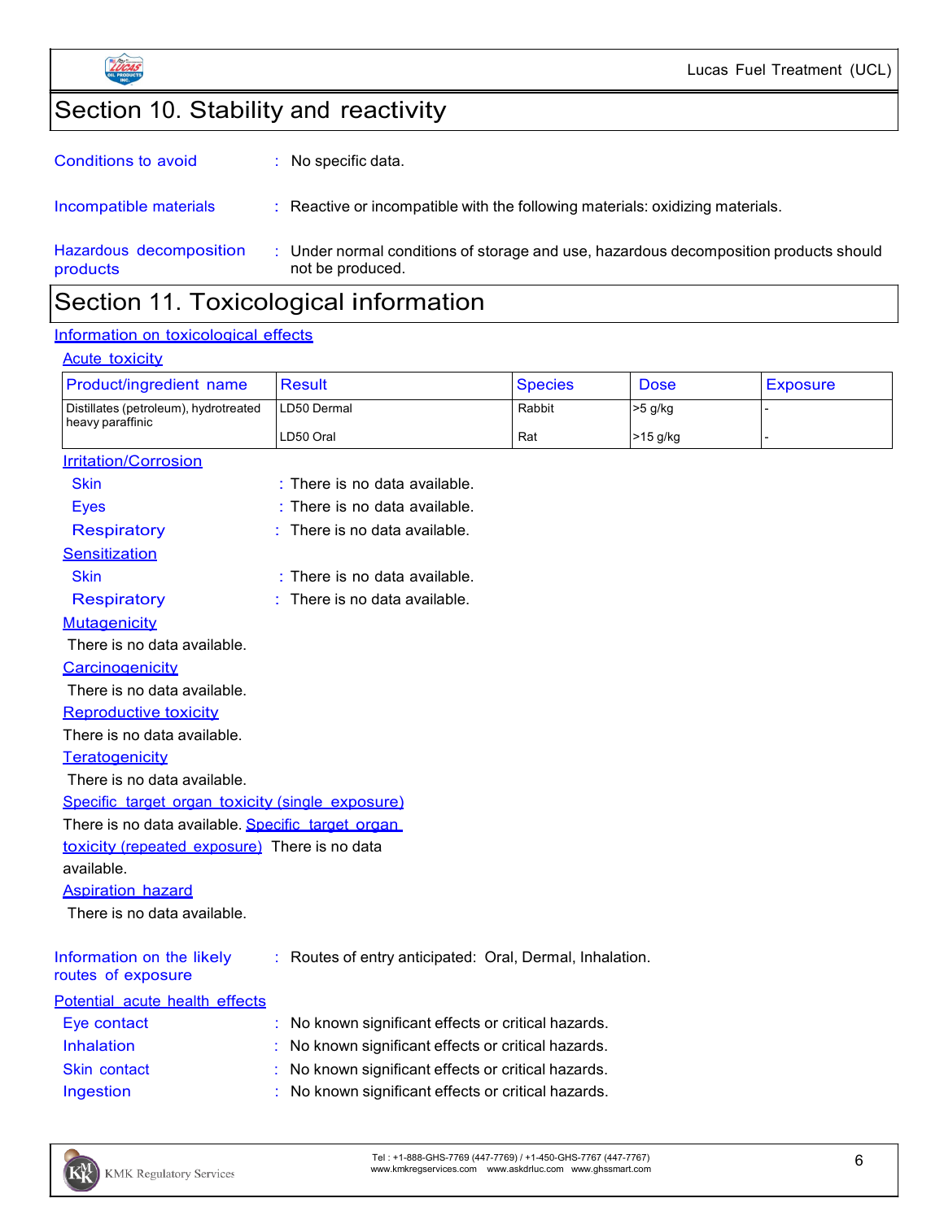# Section 10. Stability and reactivity

**Conditions to avoid** : No specific data.

**Incompatible materials** : Reactive or incompatible with the following materials: oxidizing materials.

**Hazardous decomposition products** : Under normal conditions of storage and use, hazardous decomposition products should not be produced.

# Section 11. Toxicological information

## Information on toxicological effects

### Acute toxicity

| Product/ingredient name | Result | Species | Dose | Exposure |
|---|---|---|---|---|
| Distillates (petroleum), hydrotreated heavy paraffinic | LD50 Dermal | Rabbit | >5 g/kg | - |
| | LD50 Oral | Rat | >15 g/kg | - |

### Irritation/Corrosion

**Skin** : There is no data available.

**Eyes** : There is no data available.

**Respiratory** : There is no data available.

### Sensitization

**Skin** : There is no data available.

**Respiratory** : There is no data available.

### Mutagenicity

There is no data available.

### Carcinogenicity

There is no data available.

### Reproductive toxicity

There is no data available.

### Teratogenicity

There is no data available.

### Specific target organ toxicity (single exposure)

There is no data available.

### Specific target organ toxicity (repeated exposure)

There is no data available.

### Aspiration hazard

There is no data available.

**Information on the likely routes of exposure** : Routes of entry anticipated: Oral, Dermal, Inhalation.

### Potential acute health effects

**Eye contact** : No known significant effects or critical hazards.

**Inhalation** : No known significant effects or critical hazards.

**Skin contact** : No known significant effects or critical hazards.

**Ingestion** : No known significant effects or critical hazards.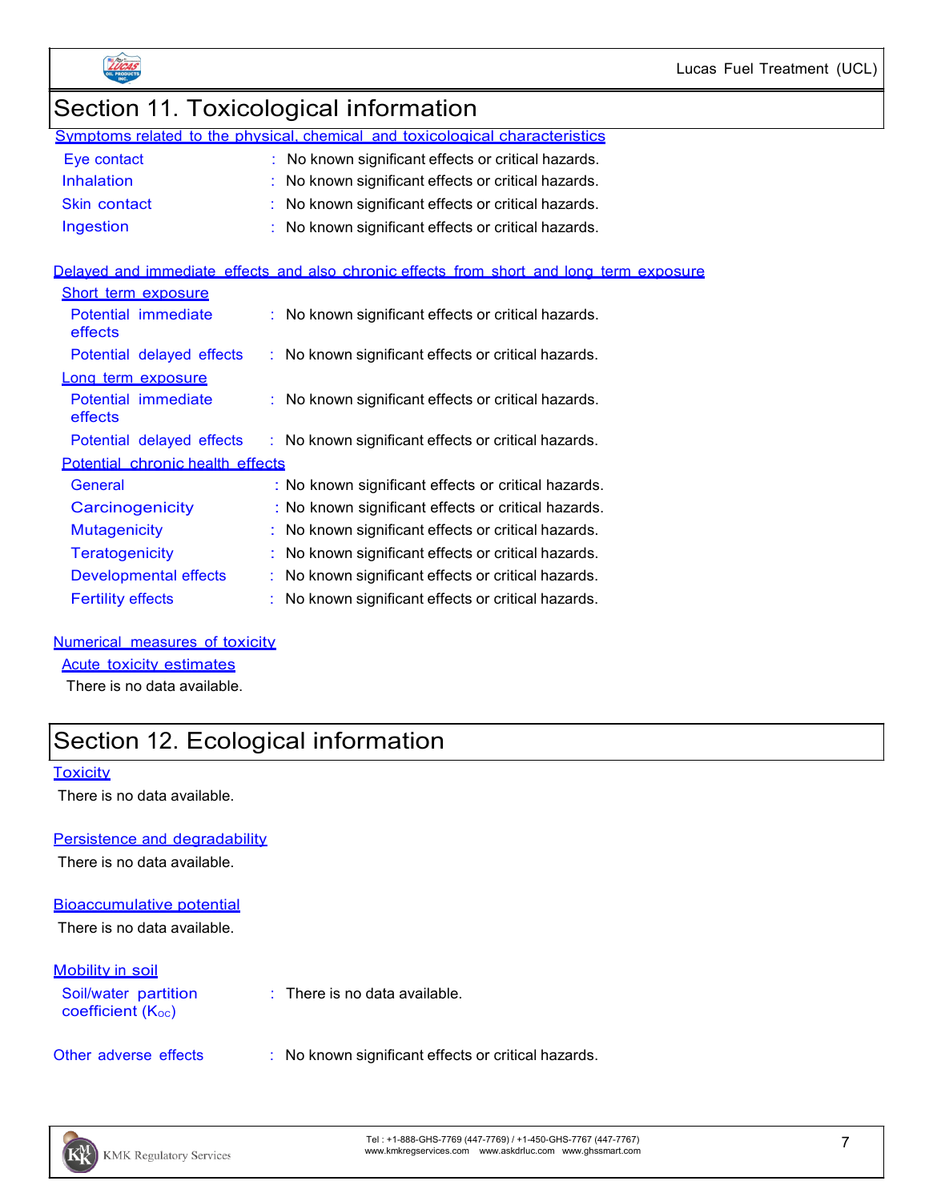## Section 11. Toxicological information

### Symptoms related to the physical, chemical and toxicological characteristics

| | |
|---|---|
| Eye contact | : No known significant effects or critical hazards. |
| Inhalation | : No known significant effects or critical hazards. |
| Skin contact | : No known significant effects or critical hazards. |
| Ingestion | : No known significant effects or critical hazards. |

### Delayed and immediate effects and also chronic effects from short and long term exposure

**Short term exposure**

| | |
|---|---|
| Potential immediate effects | : No known significant effects or critical hazards. |
| Potential delayed effects | : No known significant effects or critical hazards. |

**Long term exposure**

| | |
|---|---|
| Potential immediate effects | : No known significant effects or critical hazards. |
| Potential delayed effects | : No known significant effects or critical hazards. |

**Potential chronic health effects**

| | |
|---|---|
| General | : No known significant effects or critical hazards. |
| Carcinogenicity | : No known significant effects or critical hazards. |
| Mutagenicity | : No known significant effects or critical hazards. |
| Teratogenicity | : No known significant effects or critical hazards. |
| Developmental effects | : No known significant effects or critical hazards. |
| Fertility effects | : No known significant effects or critical hazards. |

### Numerical measures of toxicity

**Acute toxicity estimates**

There is no data available.

## Section 12. Ecological information

### Toxicity

There is no data available.

### Persistence and degradability

There is no data available.

### Bioaccumulative potential

There is no data available.

### Mobility in soil

| | |
|---|---|
| Soil/water partition coefficient ($K_{OC}$) | : There is no data available. |

| | |
|---|---|
| Other adverse effects | : No known significant effects or critical hazards. |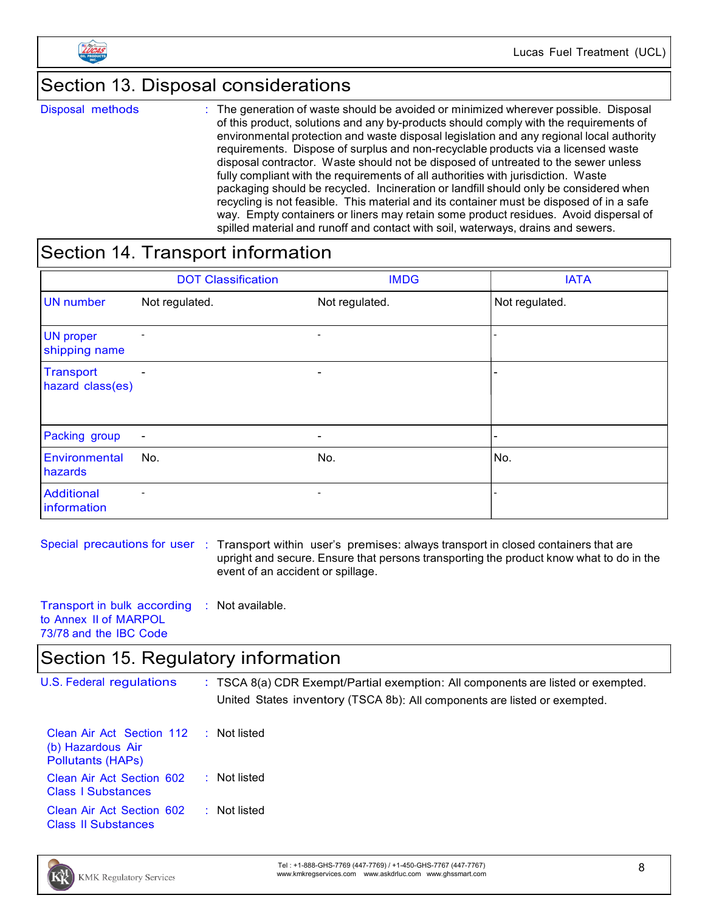## Section 13. Disposal considerations

**Disposal methods** : The generation of waste should be avoided or minimized wherever possible. Disposal of this product, solutions and any by-products should comply with the requirements of environmental protection and waste disposal legislation and any regional local authority requirements. Dispose of surplus and non-recyclable products via a licensed waste disposal contractor. Waste should not be disposed of untreated to the sewer unless fully compliant with the requirements of all authorities with jurisdiction. Waste packaging should be recycled. Incineration or landfill should only be considered when recycling is not feasible. This material and its container must be disposed of in a safe way. Empty containers or liners may retain some product residues. Avoid dispersal of spilled material and runoff and contact with soil, waterways, drains and sewers.

## Section 14. Transport information

| | DOT Classification | IMDG | IATA |
|---|---|---|---|
| UN number | Not regulated. | Not regulated. | Not regulated. |
| UN proper shipping name | - | - | - |
| Transport hazard class(es) | - | - | - |
| Packing group | - | - | - |
| Environmental hazards | No. | No. | No. |
| Additional information | - | - | - |

**Special precautions for user** : Transport within user's premises: always transport in closed containers that are upright and secure. Ensure that persons transporting the product know what to do in the event of an accident or spillage.

**Transport in bulk according to Annex II of MARPOL 73/78 and the IBC Code** : Not available.

## Section 15. Regulatory information

**U.S. Federal regulations** : TSCA 8(a) CDR Exempt/Partial exemption: All components are listed or exempted.
United States inventory (TSCA 8b): All components are listed or exempted.

**Clean Air Act Section 112 (b) Hazardous Air Pollutants (HAPs)** : Not listed

**Clean Air Act Section 602 Class I Substances** : Not listed

**Clean Air Act Section 602 Class II Substances** : Not listed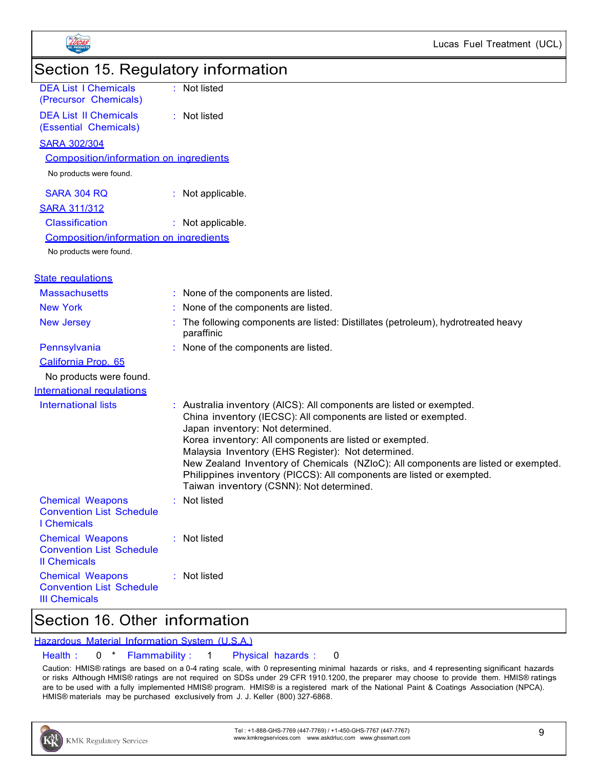## Section 15. Regulatory information

DEA List I Chemicals (Precursor Chemicals) : Not listed

DEA List II Chemicals (Essential Chemicals) : Not listed

**SARA 302/304**

**Composition/information on ingredients**

No products were found.

SARA 304 RQ : Not applicable.

**SARA 311/312**

Classification : Not applicable.

**Composition/information on ingredients**

No products were found.

**State regulations**

Massachusetts : None of the components are listed.

New York : None of the components are listed.

New Jersey : The following components are listed: Distillates (petroleum), hydrotreated heavy paraffinic

Pennsylvania : None of the components are listed.

**California Prop. 65**

No products were found.

**International regulations**

International lists : Australia inventory (AICS): All components are listed or exempted.
China inventory (IECSC): All components are listed or exempted.
Japan inventory: Not determined.
Korea inventory: All components are listed or exempted.
Malaysia Inventory (EHS Register): Not determined.
New Zealand Inventory of Chemicals (NZIoC): All components are listed or exempted.
Philippines inventory (PICCS): All components are listed or exempted.
Taiwan inventory (CSNN): Not determined.

Chemical Weapons Convention List Schedule I Chemicals : Not listed

Chemical Weapons Convention List Schedule II Chemicals : Not listed

Chemical Weapons Convention List Schedule III Chemicals : Not listed

## Section 16. Other information

**Hazardous Material Information System (U.S.A.)**

Health : 0 * Flammability : 1 Physical hazards : 0

Caution: HMIS® ratings are based on a 0-4 rating scale, with 0 representing minimal hazards or risks, and 4 representing significant hazards or risks Although HMIS® ratings are not required on SDSs under 29 CFR 1910.1200, the preparer may choose to provide them. HMIS® ratings are to be used with a fully implemented HMIS® program. HMIS® is a registered mark of the National Paint & Coatings Association (NPCA). HMIS® materials may be purchased exclusively from J. J. Keller (800) 327-6868.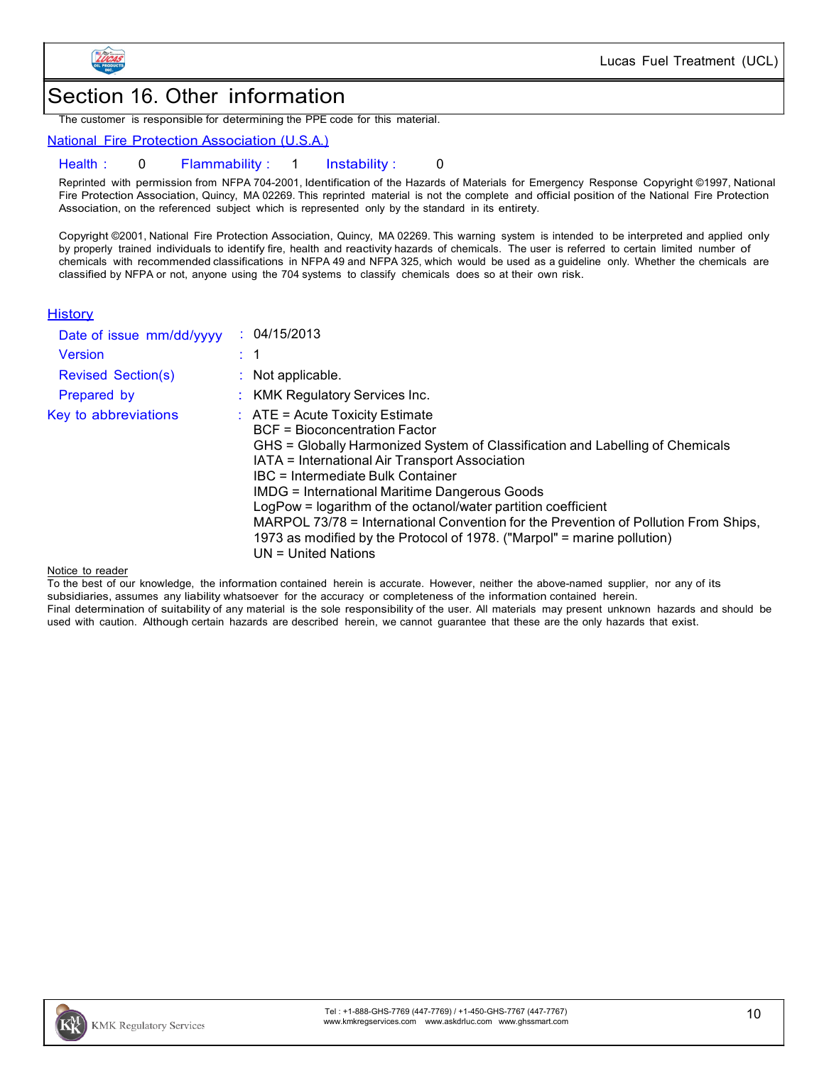# Section 16. Other information

The customer is responsible for determining the PPE code for this material.

## National Fire Protection Association (U.S.A.)

Health : 0 Flammability : 1 Instability : 0

Reprinted with permission from NFPA 704-2001, Identification of the Hazards of Materials for Emergency Response Copyright ©1997, National Fire Protection Association, Quincy, MA 02269. This reprinted material is not the complete and official position of the National Fire Protection Association, on the referenced subject which is represented only by the standard in its entirety.

Copyright ©2001, National Fire Protection Association, Quincy, MA 02269. This warning system is intended to be interpreted and applied only by properly trained individuals to identify fire, health and reactivity hazards of chemicals. The user is referred to certain limited number of chemicals with recommended classifications in NFPA 49 and NFPA 325, which would be used as a guideline only. Whether the chemicals are classified by NFPA or not, anyone using the 704 systems to classify chemicals does so at their own risk.

## History

Date of issue mm/dd/yyyy : 04/15/2013

Version : 1

Revised Section(s) : Not applicable.

Prepared by : KMK Regulatory Services Inc.

Key to abbreviations :
ATE = Acute Toxicity Estimate
BCF = Bioconcentration Factor
GHS = Globally Harmonized System of Classification and Labelling of Chemicals
IATA = International Air Transport Association
IBC = Intermediate Bulk Container
IMDG = International Maritime Dangerous Goods
LogPow = logarithm of the octanol/water partition coefficient
MARPOL 73/78 = International Convention for the Prevention of Pollution From Ships, 1973 as modified by the Protocol of 1978. ("Marpol" = marine pollution)
UN = United Nations

Notice to reader

To the best of our knowledge, the information contained herein is accurate. However, neither the above-named supplier, nor any of its subsidiaries, assumes any liability whatsoever for the accuracy or completeness of the information contained herein.
Final determination of suitability of any material is the sole responsibility of the user. All materials may present unknown hazards and should be used with caution. Although certain hazards are described herein, we cannot guarantee that these are the only hazards that exist.